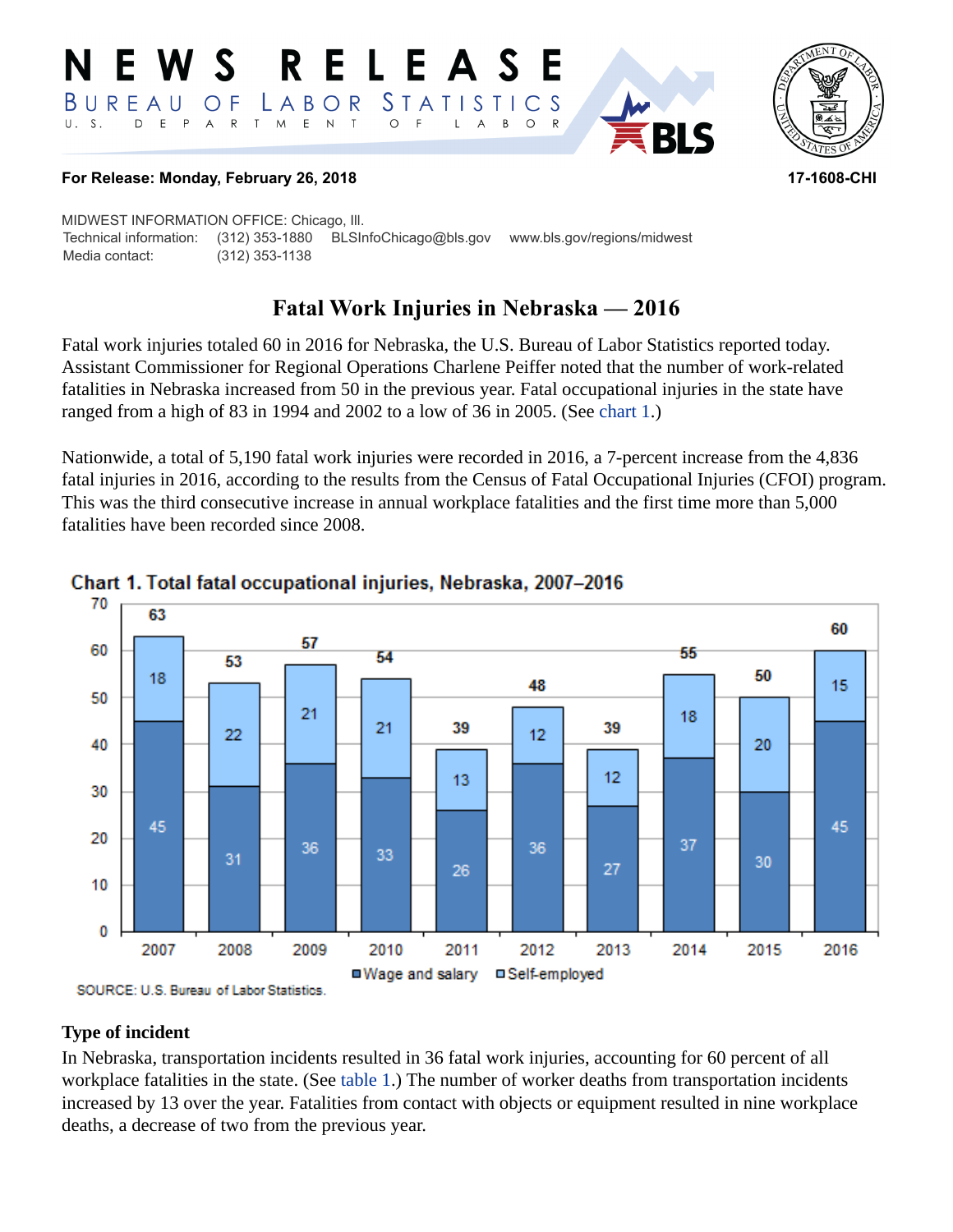# NEWS RELEASE

BUREAU OF LABOR STATISTICS

U. S. DEPARTMENT OF LABOR

**For Release: Monday, February 26, 2018** **17-1608-CHI**

MIDWEST INFORMATION OFFICE: Chicago, Ill.
Technical information: (312) 353-1880 BLSInfoChicago@bls.gov www.bls.gov/regions/midwest
Media contact: (312) 353-1138

## Fatal Work Injuries in Nebraska — 2016

Fatal work injuries totaled 60 in 2016 for Nebraska, the U.S. Bureau of Labor Statistics reported today. Assistant Commissioner for Regional Operations Charlene Peiffer noted that the number of work-related fatalities in Nebraska increased from 50 in the previous year. Fatal occupational injuries in the state have ranged from a high of 83 in 1994 and 2002 to a low of 36 in 2005. (See chart 1.)

Nationwide, a total of 5,190 fatal work injuries were recorded in 2016, a 7-percent increase from the 4,836 fatal injuries in 2016, according to the results from the Census of Fatal Occupational Injuries (CFOI) program. This was the third consecutive increase in annual workplace fatalities and the first time more than 5,000 fatalities have been recorded since 2008.

**Chart 1. Total fatal occupational injuries, Nebraska, 2007–2016**

| Year | Wage and salary | Self-employed | Total |
|---|---|---|---|
| 2007 | 45 | 18 | 63 |
| 2008 | 31 | 22 | 53 |
| 2009 | 36 | 21 | 57 |
| 2010 | 33 | 21 | 54 |
| 2011 | 26 | 13 | 39 |
| 2012 | 36 | 12 | 48 |
| 2013 | 27 | 12 | 39 |
| 2014 | 37 | 18 | 55 |
| 2015 | 30 | 20 | 50 |
| 2016 | 45 | 15 | 60 |

SOURCE: U.S. Bureau of Labor Statistics.

### Type of incident

In Nebraska, transportation incidents resulted in 36 fatal work injuries, accounting for 60 percent of all workplace fatalities in the state. (See table 1.) The number of worker deaths from transportation incidents increased by 13 over the year. Fatalities from contact with objects or equipment resulted in nine workplace deaths, a decrease of two from the previous year.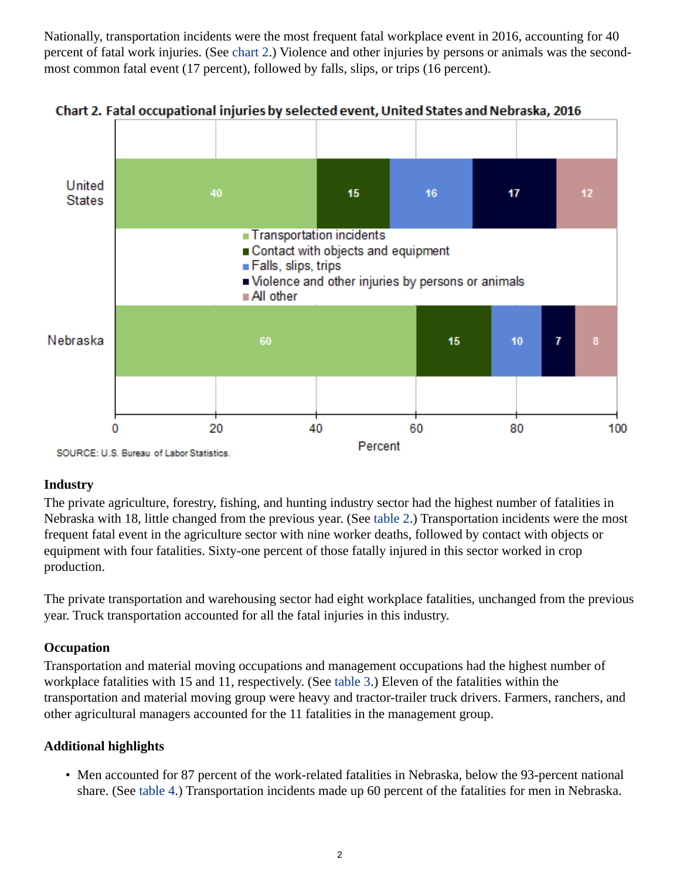Nationally, transportation incidents were the most frequent fatal workplace event in 2016, accounting for 40 percent of fatal work injuries. (See chart 2.) Violence and other injuries by persons or animals was the second-most common fatal event (17 percent), followed by falls, slips, or trips (16 percent).

**Chart 2. Fatal occupational injuries by selected event, United States and Nebraska, 2016**

| | Transportation incidents | Contact with objects and equipment | Falls, slips, trips | Violence and other injuries by persons or animals | All other |
|---|---|---|---|---|---|
| United States | 40 | 15 | 16 | 17 | 12 |
| Nebraska | 60 | 15 | 10 | 7 | 8 |

Percent

SOURCE: U.S. Bureau of Labor Statistics.

### Industry

The private agriculture, forestry, fishing, and hunting industry sector had the highest number of fatalities in Nebraska with 18, little changed from the previous year. (See table 2.) Transportation incidents were the most frequent fatal event in the agriculture sector with nine worker deaths, followed by contact with objects or equipment with four fatalities. Sixty-one percent of those fatally injured in this sector worked in crop production.

The private transportation and warehousing sector had eight workplace fatalities, unchanged from the previous year. Truck transportation accounted for all the fatal injuries in this industry.

### Occupation

Transportation and material moving occupations and management occupations had the highest number of workplace fatalities with 15 and 11, respectively. (See table 3.) Eleven of the fatalities within the transportation and material moving group were heavy and tractor-trailer truck drivers. Farmers, ranchers, and other agricultural managers accounted for the 11 fatalities in the management group.

### Additional highlights

- Men accounted for 87 percent of the work-related fatalities in Nebraska, below the 93-percent national share. (See table 4.) Transportation incidents made up 60 percent of the fatalities for men in Nebraska.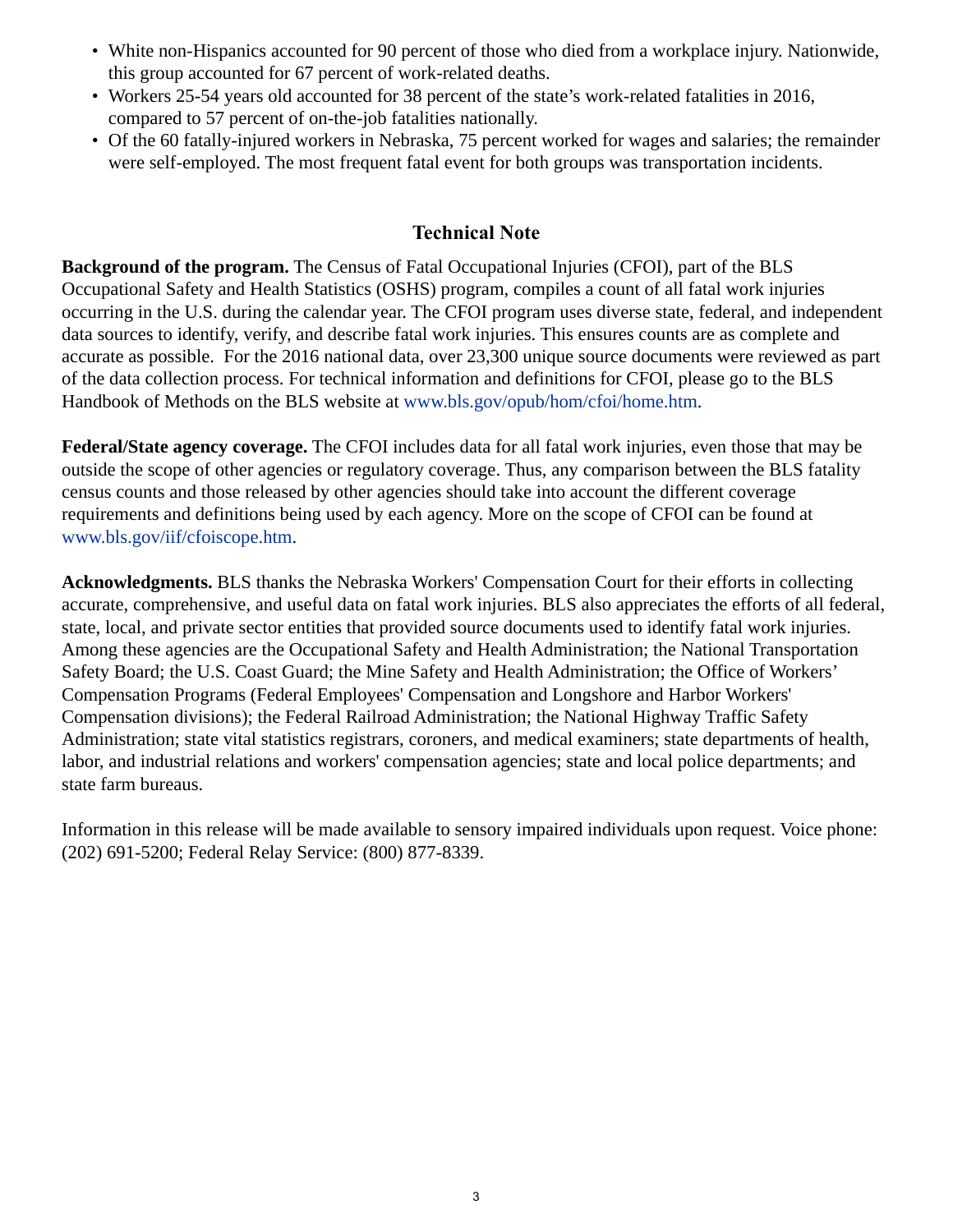- White non-Hispanics accounted for 90 percent of those who died from a workplace injury. Nationwide, this group accounted for 67 percent of work-related deaths.
- Workers 25-54 years old accounted for 38 percent of the state's work-related fatalities in 2016, compared to 57 percent of on-the-job fatalities nationally.
- Of the 60 fatally-injured workers in Nebraska, 75 percent worked for wages and salaries; the remainder were self-employed. The most frequent fatal event for both groups was transportation incidents.

## Technical Note

**Background of the program.** The Census of Fatal Occupational Injuries (CFOI), part of the BLS Occupational Safety and Health Statistics (OSHS) program, compiles a count of all fatal work injuries occurring in the U.S. during the calendar year. The CFOI program uses diverse state, federal, and independent data sources to identify, verify, and describe fatal work injuries. This ensures counts are as complete and accurate as possible. For the 2016 national data, over 23,300 unique source documents were reviewed as part of the data collection process. For technical information and definitions for CFOI, please go to the BLS Handbook of Methods on the BLS website at www.bls.gov/opub/hom/cfoi/home.htm.

**Federal/State agency coverage.** The CFOI includes data for all fatal work injuries, even those that may be outside the scope of other agencies or regulatory coverage. Thus, any comparison between the BLS fatality census counts and those released by other agencies should take into account the different coverage requirements and definitions being used by each agency. More on the scope of CFOI can be found at www.bls.gov/iif/cfoiscope.htm.

**Acknowledgments.** BLS thanks the Nebraska Workers' Compensation Court for their efforts in collecting accurate, comprehensive, and useful data on fatal work injuries. BLS also appreciates the efforts of all federal, state, local, and private sector entities that provided source documents used to identify fatal work injuries. Among these agencies are the Occupational Safety and Health Administration; the National Transportation Safety Board; the U.S. Coast Guard; the Mine Safety and Health Administration; the Office of Workers' Compensation Programs (Federal Employees' Compensation and Longshore and Harbor Workers' Compensation divisions); the Federal Railroad Administration; the National Highway Traffic Safety Administration; state vital statistics registrars, coroners, and medical examiners; state departments of health, labor, and industrial relations and workers' compensation agencies; state and local police departments; and state farm bureaus.

Information in this release will be made available to sensory impaired individuals upon request. Voice phone: (202) 691-5200; Federal Relay Service: (800) 877-8339.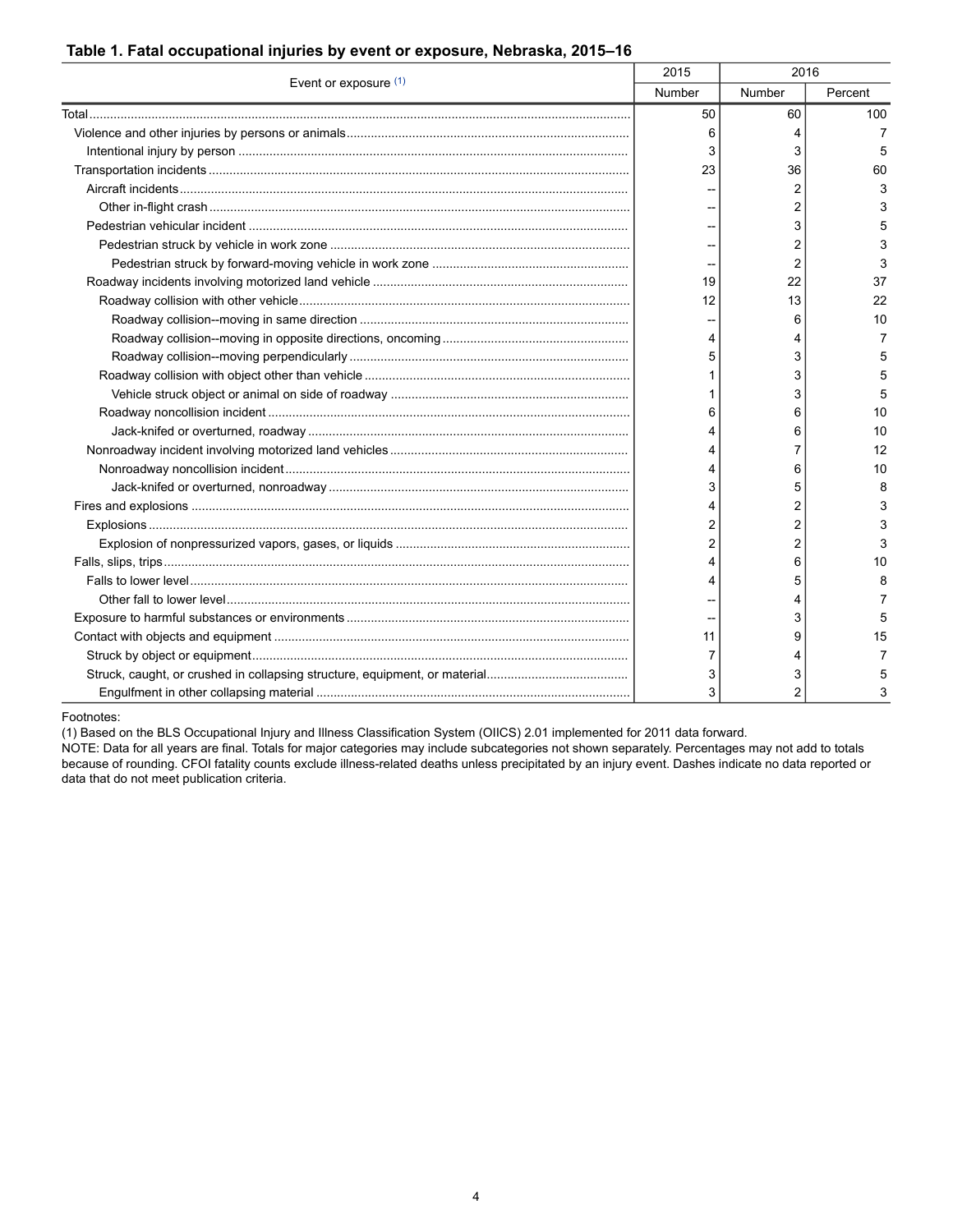**Table 1. Fatal occupational injuries by event or exposure, Nebraska, 2015–16**

| Event or exposure (1) | 2015 | 2016 | |
|---|---|---|---|
| | Number | Number | Percent |
| Total | 50 | 60 | 100 |
| Violence and other injuries by persons or animals | 6 | 4 | 7 |
| Intentional injury by person | 3 | 3 | 5 |
| Transportation incidents | 23 | 36 | 60 |
| Aircraft incidents | -- | 2 | 3 |
| Other in-flight crash | -- | 2 | 3 |
| Pedestrian vehicular incident | -- | 3 | 5 |
| Pedestrian struck by vehicle in work zone | -- | 2 | 3 |
| Pedestrian struck by forward-moving vehicle in work zone | -- | 2 | 3 |
| Roadway incidents involving motorized land vehicle | 19 | 22 | 37 |
| Roadway collision with other vehicle | 12 | 13 | 22 |
| Roadway collision--moving in same direction | -- | 6 | 10 |
| Roadway collision--moving in opposite directions, oncoming | 4 | 4 | 7 |
| Roadway collision--moving perpendicularly | 5 | 3 | 5 |
| Roadway collision with object other than vehicle | 1 | 3 | 5 |
| Vehicle struck object or animal on side of roadway | 1 | 3 | 5 |
| Roadway noncollision incident | 6 | 6 | 10 |
| Jack-knifed or overturned, roadway | 4 | 6 | 10 |
| Nonroadway incident involving motorized land vehicles | 4 | 7 | 12 |
| Nonroadway noncollision incident | 4 | 6 | 10 |
| Jack-knifed or overturned, nonroadway | 3 | 5 | 8 |
| Fires and explosions | 4 | 2 | 3 |
| Explosions | 2 | 2 | 3 |
| Explosion of nonpressurized vapors, gases, or liquids | 2 | 2 | 3 |
| Falls, slips, trips | 4 | 6 | 10 |
| Falls to lower level | 4 | 5 | 8 |
| Other fall to lower level | -- | 4 | 7 |
| Exposure to harmful substances or environments | -- | 3 | 5 |
| Contact with objects and equipment | 11 | 9 | 15 |
| Struck by object or equipment | 7 | 4 | 7 |
| Struck, caught, or crushed in collapsing structure, equipment, or material | 3 | 3 | 5 |
| Engulfment in other collapsing material | 3 | 2 | 3 |

Footnotes:
(1) Based on the BLS Occupational Injury and Illness Classification System (OIICS) 2.01 implemented for 2011 data forward.
NOTE: Data for all years are final. Totals for major categories may include subcategories not shown separately. Percentages may not add to totals because of rounding. CFOI fatality counts exclude illness-related deaths unless precipitated by an injury event. Dashes indicate no data reported or data that do not meet publication criteria.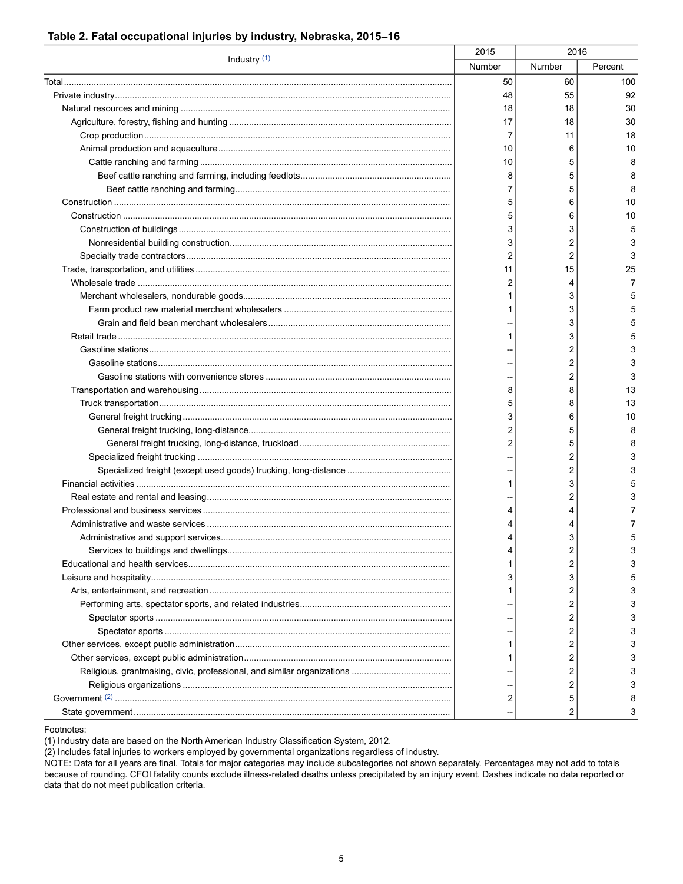**Table 2. Fatal occupational injuries by industry, Nebraska, 2015–16**

| Industry [1] | 2015 | 2016 | |
|---|---|---|---|
| | Number | Number | Percent |
| Total | 50 | 60 | 100 |
| Private industry | 48 | 55 | 92 |
| Natural resources and mining | 18 | 18 | 30 |
| Agriculture, forestry, fishing and hunting | 17 | 18 | 30 |
| Crop production | 7 | 11 | 18 |
| Animal production and aquaculture | 10 | 6 | 10 |
| Cattle ranching and farming | 10 | 5 | 8 |
| Beef cattle ranching and farming, including feedlots | 8 | 5 | 8 |
| Beef cattle ranching and farming | 7 | 5 | 8 |
| Construction | 5 | 6 | 10 |
| Construction | 5 | 6 | 10 |
| Construction of buildings | 3 | 3 | 5 |
| Nonresidential building construction | 3 | 2 | 3 |
| Specialty trade contractors | 2 | 2 | 3 |
| Trade, transportation, and utilities | 11 | 15 | 25 |
| Wholesale trade | 2 | 4 | 7 |
| Merchant wholesalers, nondurable goods | 1 | 3 | 5 |
| Farm product raw material merchant wholesalers | 1 | 3 | 5 |
| Grain and field bean merchant wholesalers | -- | 3 | 5 |
| Retail trade | 1 | 3 | 5 |
| Gasoline stations | -- | 2 | 3 |
| Gasoline stations | -- | 2 | 3 |
| Gasoline stations with convenience stores | -- | 2 | 3 |
| Transportation and warehousing | 8 | 8 | 13 |
| Truck transportation | 5 | 8 | 13 |
| General freight trucking | 3 | 6 | 10 |
| General freight trucking, long-distance | 2 | 5 | 8 |
| General freight trucking, long-distance, truckload | 2 | 5 | 8 |
| Specialized freight trucking | -- | 2 | 3 |
| Specialized freight (except used goods) trucking, long-distance | -- | 2 | 3 |
| Financial activities | 1 | 3 | 5 |
| Real estate and rental and leasing | -- | 2 | 3 |
| Professional and business services | 4 | 4 | 7 |
| Administrative and waste services | 4 | 4 | 7 |
| Administrative and support services | 4 | 3 | 5 |
| Services to buildings and dwellings | 4 | 2 | 3 |
| Educational and health services | 1 | 2 | 3 |
| Leisure and hospitality | 3 | 3 | 5 |
| Arts, entertainment, and recreation | 1 | 2 | 3 |
| Performing arts, spectator sports, and related industries | -- | 2 | 3 |
| Spectator sports | -- | 2 | 3 |
| Spectator sports | -- | 2 | 3 |
| Other services, except public administration | 1 | 2 | 3 |
| Other services, except public administration | 1 | 2 | 3 |
| Religious, grantmaking, civic, professional, and similar organizations | -- | 2 | 3 |
| Religious organizations | -- | 2 | 3 |
| Government [2] | 2 | 5 | 8 |
| State government | -- | 2 | 3 |

Footnotes:
(1) Industry data are based on the North American Industry Classification System, 2012.
(2) Includes fatal injuries to workers employed by governmental organizations regardless of industry.
NOTE: Data for all years are final. Totals for major categories may include subcategories not shown separately. Percentages may not add to totals because of rounding. CFOI fatality counts exclude illness-related deaths unless precipitated by an injury event. Dashes indicate no data reported or data that do not meet publication criteria.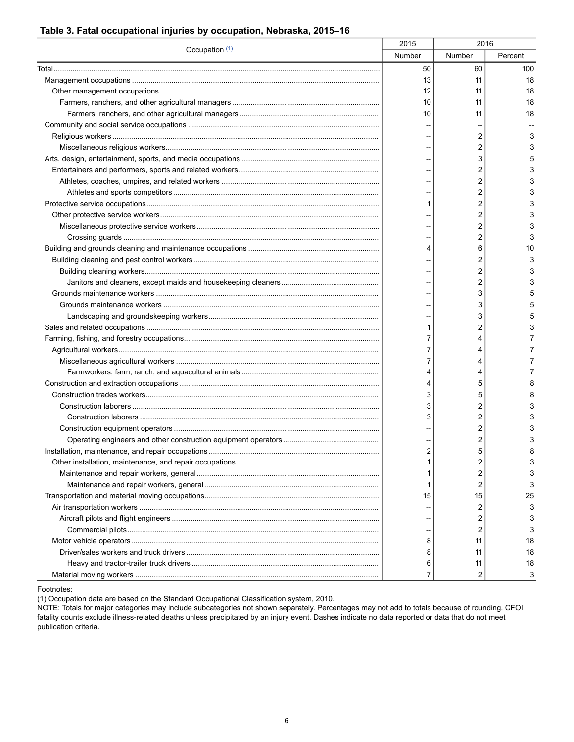**Table 3. Fatal occupational injuries by occupation, Nebraska, 2015–16**

| Occupation (1) | 2015 | 2016 | |
|---|---|---|---|
| | Number | Number | Percent |
| Total | 50 | 60 | 100 |
| Management occupations | 13 | 11 | 18 |
| Other management occupations | 12 | 11 | 18 |
| Farmers, ranchers, and other agricultural managers | 10 | 11 | 18 |
| Farmers, ranchers, and other agricultural managers | 10 | 11 | 18 |
| Community and social service occupations | -- | -- | -- |
| Religious workers | -- | 2 | 3 |
| Miscellaneous religious workers | -- | 2 | 3 |
| Arts, design, entertainment, sports, and media occupations | -- | 3 | 5 |
| Entertainers and performers, sports and related workers | -- | 2 | 3 |
| Athletes, coaches, umpires, and related workers | -- | 2 | 3 |
| Athletes and sports competitors | -- | 2 | 3 |
| Protective service occupations | 1 | 2 | 3 |
| Other protective service workers | -- | 2 | 3 |
| Miscellaneous protective service workers | -- | 2 | 3 |
| Crossing guards | -- | 2 | 3 |
| Building and grounds cleaning and maintenance occupations | 4 | 6 | 10 |
| Building cleaning and pest control workers | -- | 2 | 3 |
| Building cleaning workers | -- | 2 | 3 |
| Janitors and cleaners, except maids and housekeeping cleaners | -- | 2 | 3 |
| Grounds maintenance workers | -- | 3 | 5 |
| Grounds maintenance workers | -- | 3 | 5 |
| Landscaping and groundskeeping workers | -- | 3 | 5 |
| Sales and related occupations | 1 | 2 | 3 |
| Farming, fishing, and forestry occupations | 7 | 4 | 7 |
| Agricultural workers | 7 | 4 | 7 |
| Miscellaneous agricultural workers | 7 | 4 | 7 |
| Farmworkers, farm, ranch, and aquacultural animals | 4 | 4 | 7 |
| Construction and extraction occupations | 4 | 5 | 8 |
| Construction trades workers | 3 | 5 | 8 |
| Construction laborers | 3 | 2 | 3 |
| Construction laborers | 3 | 2 | 3 |
| Construction equipment operators | -- | 2 | 3 |
| Operating engineers and other construction equipment operators | -- | 2 | 3 |
| Installation, maintenance, and repair occupations | 2 | 5 | 8 |
| Other installation, maintenance, and repair occupations | 1 | 2 | 3 |
| Maintenance and repair workers, general | 1 | 2 | 3 |
| Maintenance and repair workers, general | 1 | 2 | 3 |
| Transportation and material moving occupations | 15 | 15 | 25 |
| Air transportation workers | -- | 2 | 3 |
| Aircraft pilots and flight engineers | -- | 2 | 3 |
| Commercial pilots | -- | 2 | 3 |
| Motor vehicle operators | 8 | 11 | 18 |
| Driver/sales workers and truck drivers | 8 | 11 | 18 |
| Heavy and tractor-trailer truck drivers | 6 | 11 | 18 |
| Material moving workers | 7 | 2 | 3 |

Footnotes:
(1) Occupation data are based on the Standard Occupational Classification system, 2010.
NOTE: Totals for major categories may include subcategories not shown separately. Percentages may not add to totals because of rounding. CFOI fatality counts exclude illness-related deaths unless precipitated by an injury event. Dashes indicate no data reported or data that do not meet publication criteria.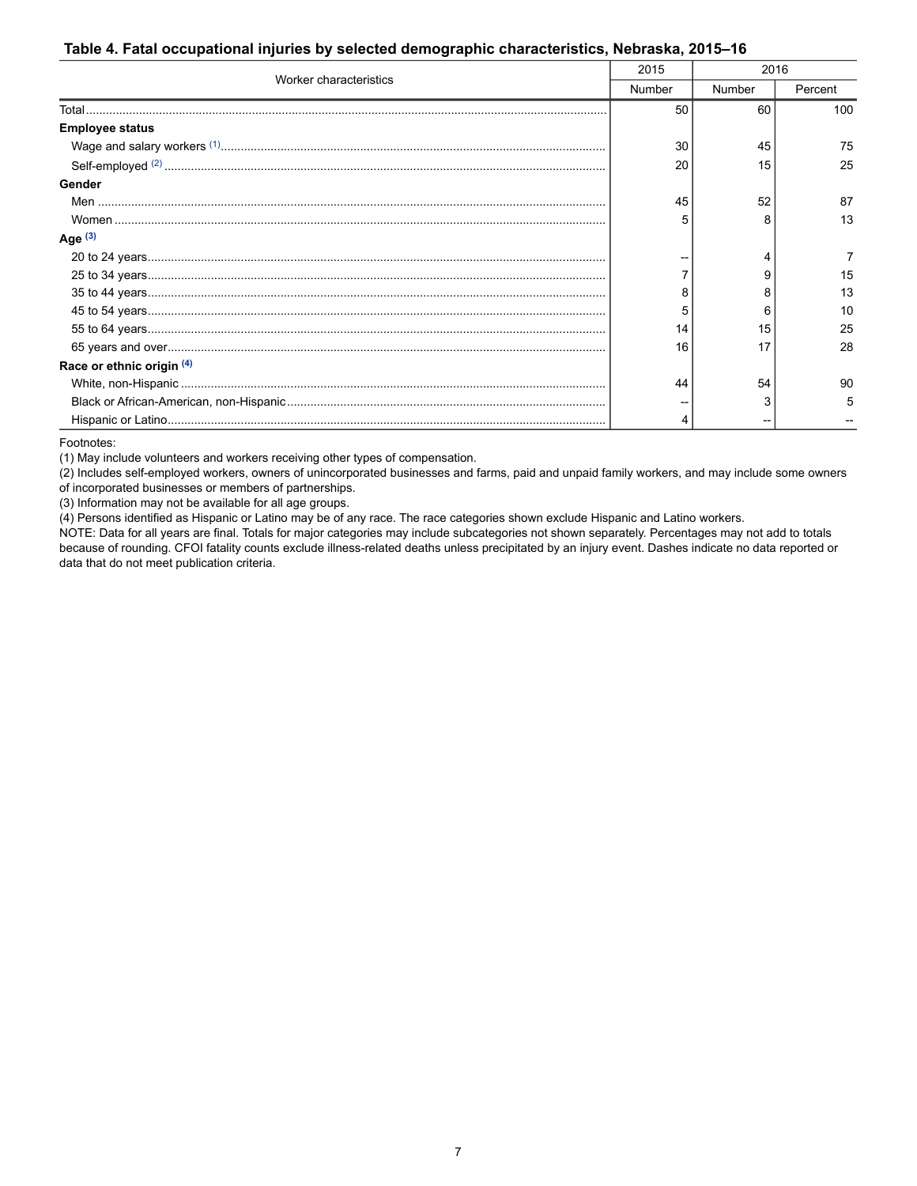### Table 4. Fatal occupational injuries by selected demographic characteristics, Nebraska, 2015–16

| Worker characteristics | 2015 | 2016 | |
|---|---|---|---|
| | Number | Number | Percent |
| Total | 50 | 60 | 100 |
| **Employee status** | | | |
| Wage and salary workers [(1)] | 30 | 45 | 75 |
| Self-employed [(2)] | 20 | 15 | 25 |
| **Gender** | | | |
| Men | 45 | 52 | 87 |
| Women | 5 | 8 | 13 |
| **Age** [(3)] | | | |
| 20 to 24 years | -- | 4 | 7 |
| 25 to 34 years | 7 | 9 | 15 |
| 35 to 44 years | 8 | 8 | 13 |
| 45 to 54 years | 5 | 6 | 10 |
| 55 to 64 years | 14 | 15 | 25 |
| 65 years and over | 16 | 17 | 28 |
| **Race or ethnic origin** [(4)] | | | |
| White, non-Hispanic | 44 | 54 | 90 |
| Black or African-American, non-Hispanic | -- | 3 | 5 |
| Hispanic or Latino | 4 | -- | -- |

Footnotes:
(1) May include volunteers and workers receiving other types of compensation.
(2) Includes self-employed workers, owners of unincorporated businesses and farms, paid and unpaid family workers, and may include some owners of incorporated businesses or members of partnerships.
(3) Information may not be available for all age groups.
(4) Persons identified as Hispanic or Latino may be of any race. The race categories shown exclude Hispanic and Latino workers.
NOTE: Data for all years are final. Totals for major categories may include subcategories not shown separately. Percentages may not add to totals because of rounding. CFOI fatality counts exclude illness-related deaths unless precipitated by an injury event. Dashes indicate no data reported or data that do not meet publication criteria.